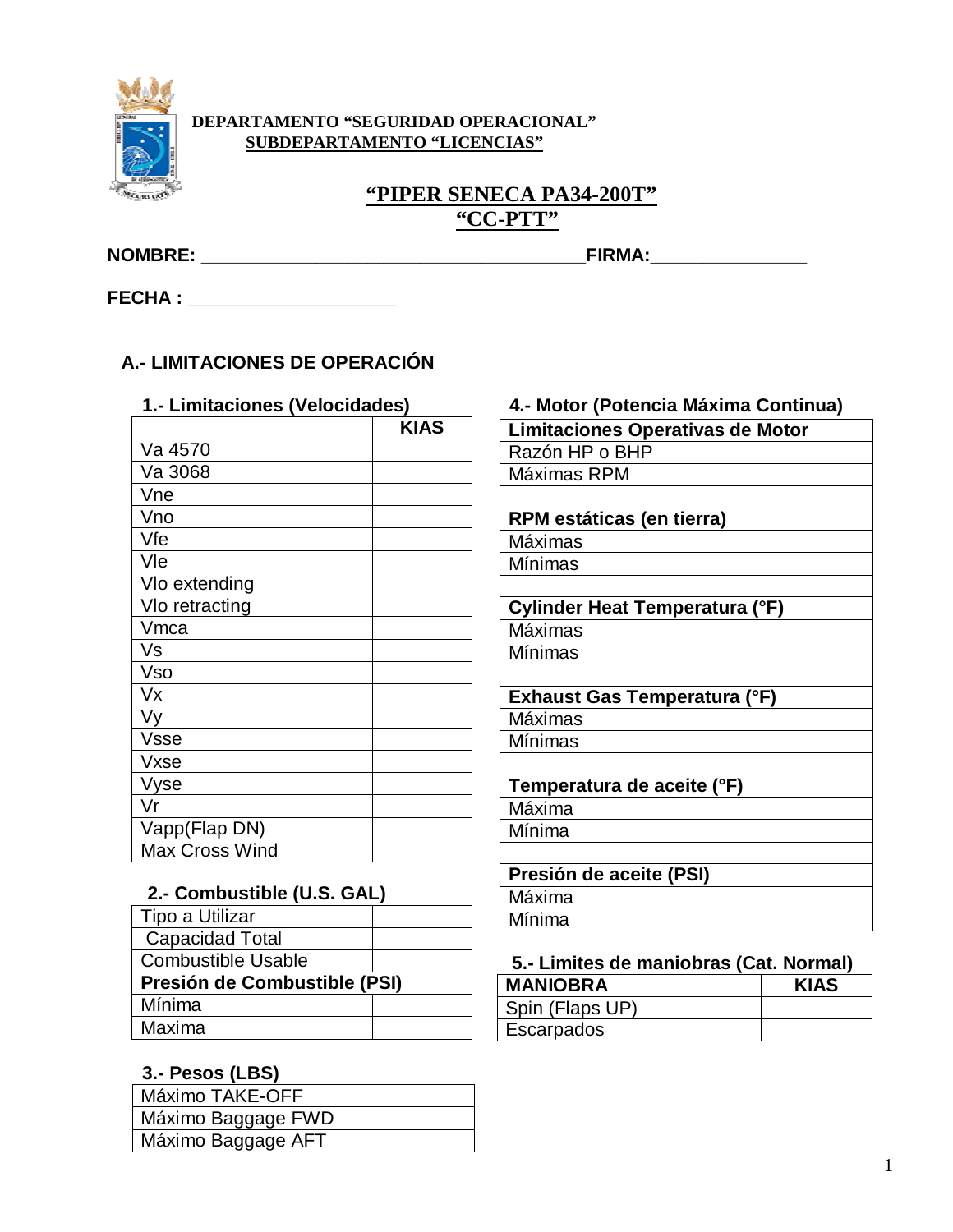**DEPARTAMENTO "SEGURIDAD OPERACIONAL"**
**SUBDEPARTAMENTO "LICENCIAS"**

# "PIPER SENECA PA34-200T"
# "CC-PTT"

**NOMBRE:** ______________________________________ **FIRMA:** _______________

**FECHA :** ____________________

## A.- LIMITACIONES DE OPERACIÓN

### 1.- Limitaciones (Velocidades)

| | KIAS |
|---|---|
| Va 4570 | |
| Va 3068 | |
| Vne | |
| Vno | |
| Vfe | |
| Vle | |
| Vlo extending | |
| Vlo retracting | |
| Vmca | |
| Vs | |
| Vso | |
| Vx | |
| Vy | |
| Vsse | |
| Vxse | |
| Vyse | |
| Vr | |
| Vapp(Flap DN) | |
| Max Cross Wind | |

### 2.- Combustible (U.S. GAL)

| | |
|---|---|
| Tipo a Utilizar | |
| Capacidad Total | |
| Combustible Usable | |
| **Presión de Combustible (PSI)** | |
| Mínima | |
| Maxima | |

### 3.- Pesos (LBS)

| | |
|---|---|
| Máximo TAKE-OFF | |
| Máximo Baggage FWD | |
| Máximo Baggage AFT | |

### 4.- Motor (Potencia Máxima Continua)

| **Limitaciones Operativas de Motor** | |
|---|---|
| Razón HP o BHP | |
| Máximas RPM | |
| | |
| **RPM estáticas (en tierra)** | |
| Máximas | |
| Mínimas | |
| | |
| **Cylinder Heat Temperatura (°F)** | |
| Máximas | |
| Mínimas | |
| | |
| **Exhaust Gas Temperatura (°F)** | |
| Máximas | |
| Mínimas | |
| | |
| **Temperatura de aceite (°F)** | |
| Máxima | |
| Mínima | |
| | |
| **Presión de aceite (PSI)** | |
| Máxima | |
| Mínima | |

### 5.- Limites de maniobras (Cat. Normal)

| MANIOBRA | KIAS |
|---|---|
| Spin (Flaps UP) | |
| Escarpados | |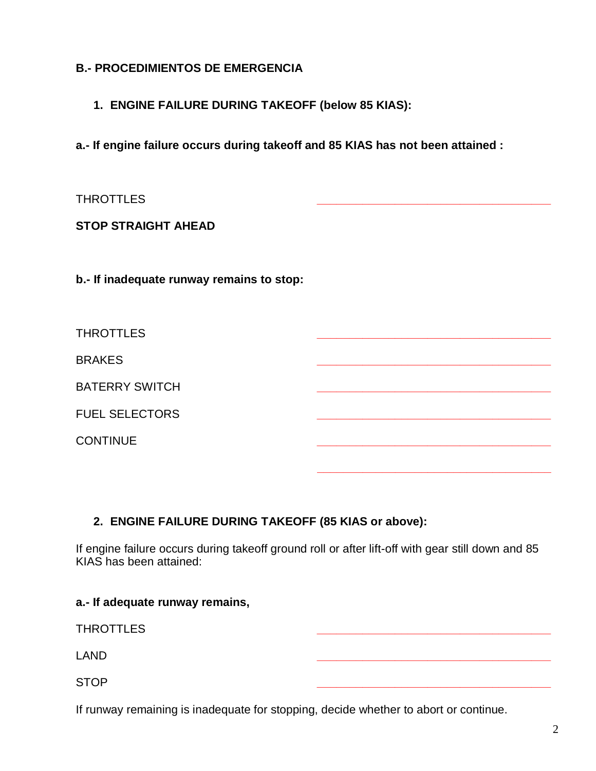**B.- PROCEDIMIENTOS DE EMERGENCIA**

1. **ENGINE FAILURE DURING TAKEOFF (below 85 KIAS):**

**a.- If engine failure occurs during takeoff and 85 KIAS has not been attained :**

THROTTLES ____________________

**STOP STRAIGHT AHEAD**

**b.- If inadequate runway remains to stop:**

THROTTLES ____________________

BRAKES ____________________

BATERRY SWITCH ____________________

FUEL SELECTORS ____________________

CONTINUE ____________________

____________________

2. **ENGINE FAILURE DURING TAKEOFF (85 KIAS or above):**

If engine failure occurs during takeoff ground roll or after lift-off with gear still down and 85 KIAS has been attained:

**a.- If adequate runway remains,**

THROTTLES ____________________

LAND ____________________

STOP ____________________

If runway remaining is inadequate for stopping, decide whether to abort or continue.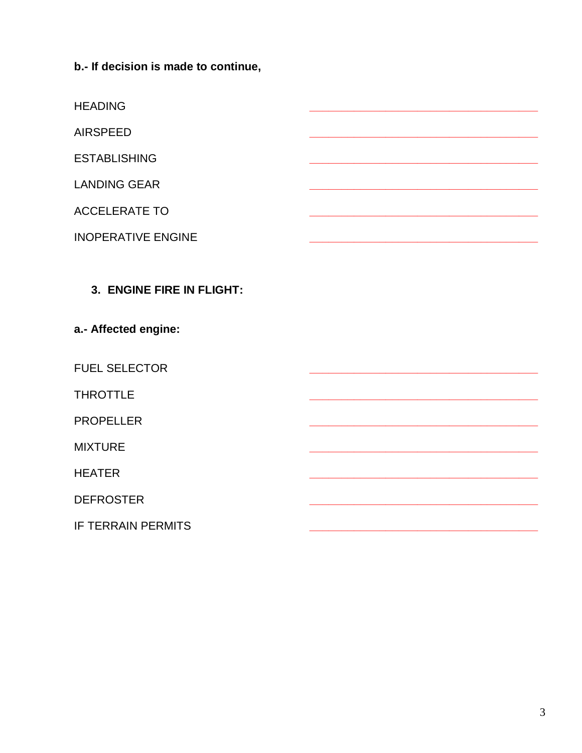**b.- If decision is made to continue,**

HEADING ______________________________

AIRSPEED ______________________________

ESTABLISHING ______________________________

LANDING GEAR ______________________________

ACCELERATE TO ______________________________

INOPERATIVE ENGINE ______________________________

## 3. ENGINE FIRE IN FLIGHT:

**a.- Affected engine:**

FUEL SELECTOR ______________________________

THROTTLE ______________________________

PROPELLER ______________________________

MIXTURE ______________________________

HEATER ______________________________

DEFROSTER ______________________________

IF TERRAIN PERMITS ______________________________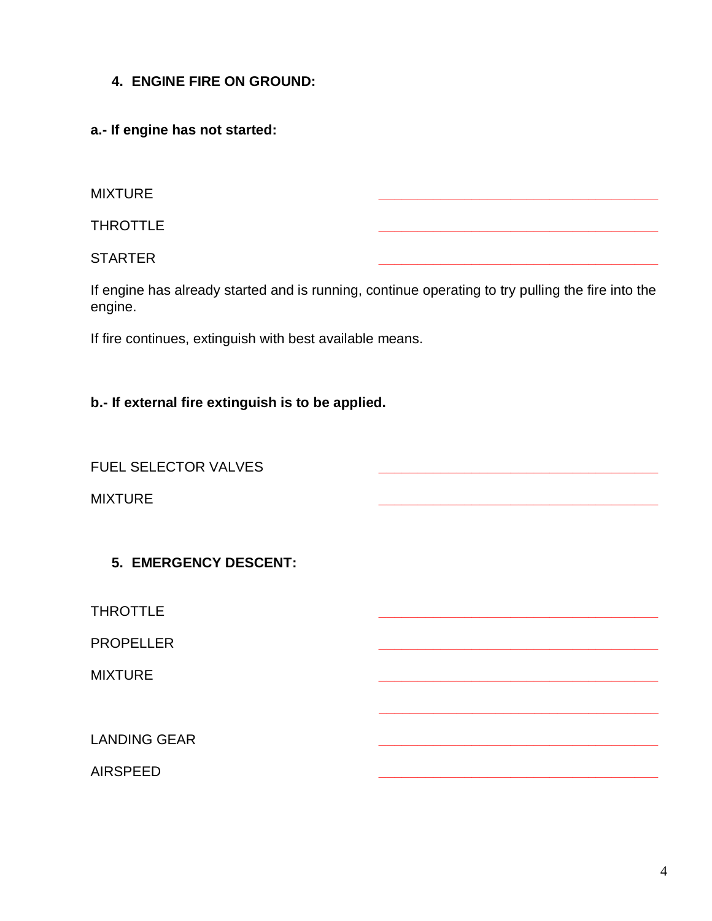### 4. ENGINE FIRE ON GROUND:

**a.- If engine has not started:**

MIXTURE ____________________________________

THROTTLE ____________________________________

STARTER ____________________________________

If engine has already started and is running, continue operating to try pulling the fire into the engine.

If fire continues, extinguish with best available means.

**b.- If external fire extinguish is to be applied.**

FUEL SELECTOR VALVES ____________________________________

MIXTURE ____________________________________

### 5. EMERGENCY DESCENT:

THROTTLE ____________________________________

PROPELLER ____________________________________

MIXTURE ____________________________________

____________________________________

LANDING GEAR ____________________________________

AIRSPEED ____________________________________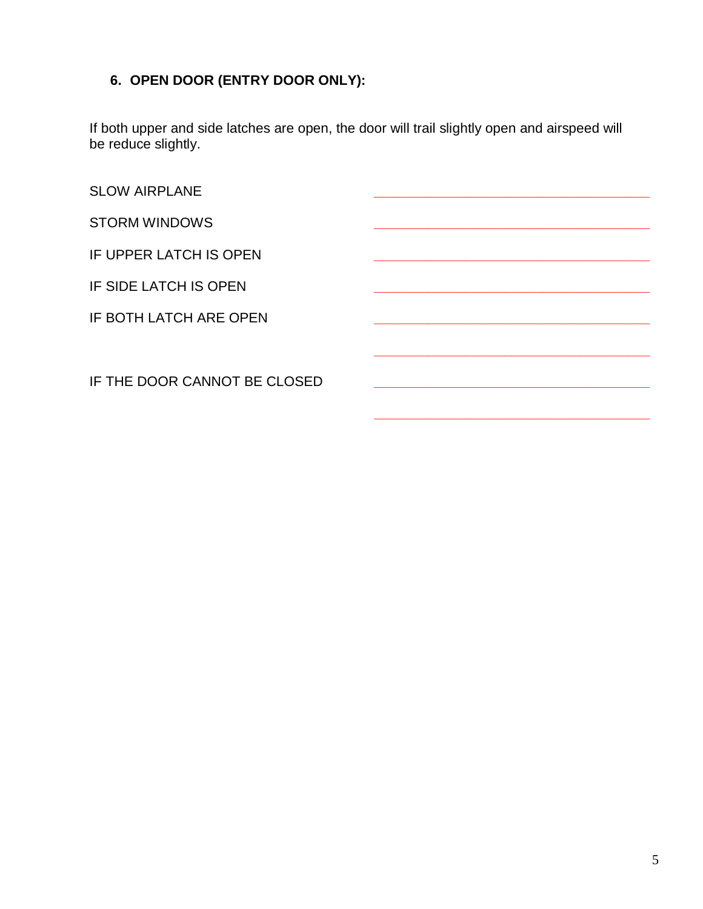### 6. OPEN DOOR (ENTRY DOOR ONLY):

If both upper and side latches are open, the door will trail slightly open and airspeed will be reduce slightly.

SLOW AIRPLANE ______________________________

STORM WINDOWS ______________________________

IF UPPER LATCH IS OPEN ______________________________

IF SIDE LATCH IS OPEN ______________________________

IF BOTH LATCH ARE OPEN ______________________________

______________________________

IF THE DOOR CANNOT BE CLOSED ______________________________

______________________________